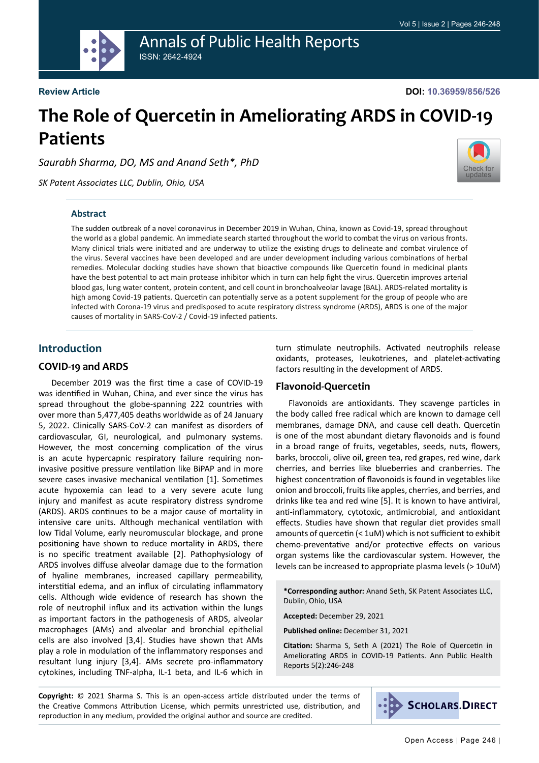**Review Article**

**DOI: 10.36959/856/526**

# The Role of Quercetin in Ameliorating ARDS in COVID-19 Patients

*Saurabh Sharma, DO, MS and Anand Seth\*, PhD*

*SK Patent Associates LLC, Dublin, Ohio, USA*

### Abstract

The sudden outbreak of a novel coronavirus in December 2019 in Wuhan, China, known as Covid-19, spread throughout the world as a global pandemic. An immediate search started throughout the world to combat the virus on various fronts. Many clinical trials were initiated and are underway to utilize the existing drugs to delineate and combat virulence of the virus. Several vaccines have been developed and are under development including various combinations of herbal remedies. Molecular docking studies have shown that bioactive compounds like Quercetin found in medicinal plants have the best potential to act main protease inhibitor which in turn can help fight the virus. Quercetin improves arterial blood gas, lung water content, protein content, and cell count in bronchoalveolar lavage (BAL). ARDS-related mortality is high among Covid-19 patients. Quercetin can potentially serve as a potent supplement for the group of people who are infected with Corona-19 virus and predisposed to acute respiratory distress syndrome (ARDS), ARDS is one of the major causes of mortality in SARS-CoV-2 / Covid-19 infected patients.

## Introduction

### COVID-19 and ARDS

December 2019 was the first time a case of COVID-19 was identified in Wuhan, China, and ever since the virus has spread throughout the globe-spanning 222 countries with over more than 5,477,405 deaths worldwide as of 24 January 5, 2022. Clinically SARS-CoV-2 can manifest as disorders of cardiovascular, GI, neurological, and pulmonary systems. However, the most concerning complication of the virus is an acute hypercapnic respiratory failure requiring non-invasive positive pressure ventilation like BiPAP and in more severe cases invasive mechanical ventilation [1]. Sometimes acute hypoxemia can lead to a very severe acute lung injury and manifest as acute respiratory distress syndrome (ARDS). ARDS continues to be a major cause of mortality in intensive care units. Although mechanical ventilation with low Tidal Volume, early neuromuscular blockage, and prone positioning have shown to reduce mortality in ARDS, there is no specific treatment available [2]. Pathophysiology of ARDS involves diffuse alveolar damage due to the formation of hyaline membranes, increased capillary permeability, interstitial edema, and an influx of circulating inflammatory cells. Although wide evidence of research has shown the role of neutrophil influx and its activation within the lungs as important factors in the pathogenesis of ARDS, alveolar macrophages (AMs) and alveolar and bronchial epithelial cells are also involved [3,4]. Studies have shown that AMs play a role in modulation of the inflammatory responses and resultant lung injury [3,4]. AMs secrete pro-inflammatory cytokines, including TNF-alpha, IL-1 beta, and IL-6 which in turn stimulate neutrophils. Activated neutrophils release oxidants, proteases, leukotrienes, and platelet-activating factors resulting in the development of ARDS.

### Flavonoid-Quercetin

Flavonoids are antioxidants. They scavenge particles in the body called free radical which are known to damage cell membranes, damage DNA, and cause cell death. Quercetin is one of the most abundant dietary flavonoids and is found in a broad range of fruits, vegetables, seeds, nuts, flowers, barks, broccoli, olive oil, green tea, red grapes, red wine, dark cherries, and berries like blueberries and cranberries. The highest concentration of flavonoids is found in vegetables like onion and broccoli, fruits like apples, cherries, and berries, and drinks like tea and red wine [5]. It is known to have antiviral, anti-inflammatory, cytotoxic, antimicrobial, and antioxidant effects. Studies have shown that regular diet provides small amounts of quercetin (< 1uM) which is not sufficient to exhibit chemo-preventative and/or protective effects on various organ systems like the cardiovascular system. However, the levels can be increased to appropriate plasma levels (> 10uM)

**\*Corresponding author:** Anand Seth, SK Patent Associates LLC, Dublin, Ohio, USA

**Accepted:** December 29, 2021

**Published online:** December 31, 2021

**Citation:** Sharma S, Seth A (2021) The Role of Quercetin in Ameliorating ARDS in COVID-19 Patients. Ann Public Health Reports 5(2):246-248

**Copyright:** © 2021 Sharma S. This is an open-access article distributed under the terms of the Creative Commons Attribution License, which permits unrestricted use, distribution, and reproduction in any medium, provided the original author and source are credited.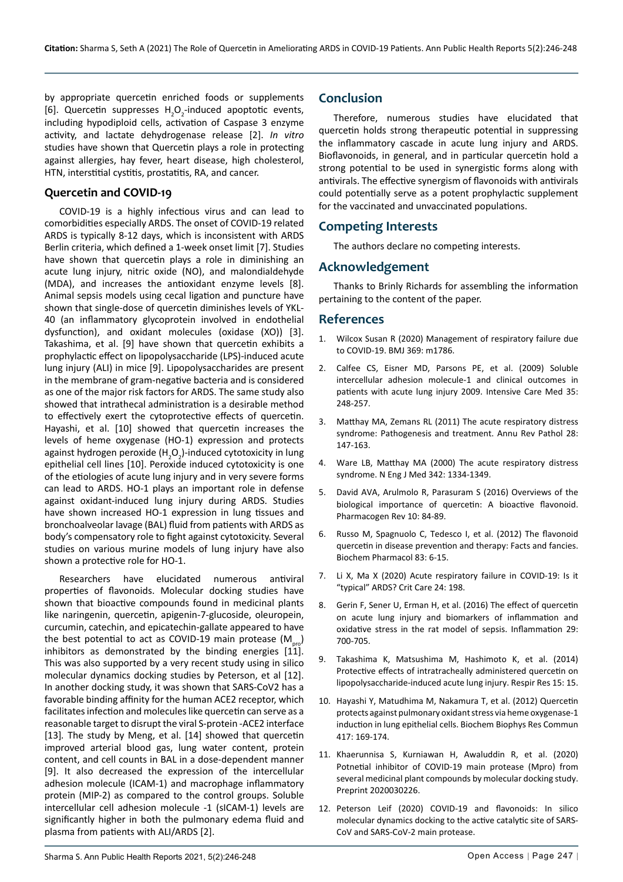by appropriate quercetin enriched foods or supplements [6]. Quercetin suppresses $H_2O_2$-induced apoptotic events, including hypodiploid cells, activation of Caspase 3 enzyme activity, and lactate dehydrogenase release [2]. *In vitro* studies have shown that Quercetin plays a role in protecting against allergies, hay fever, heart disease, high cholesterol, HTN, interstitial cystitis, prostatitis, RA, and cancer.

## Quercetin and COVID-19

COVID-19 is a highly infectious virus and can lead to comorbidities especially ARDS. The onset of COVID-19 related ARDS is typically 8-12 days, which is inconsistent with ARDS Berlin criteria, which defined a 1-week onset limit [7]. Studies have shown that quercetin plays a role in diminishing an acute lung injury, nitric oxide (NO), and malondialdehyde (MDA), and increases the antioxidant enzyme levels [8]. Animal sepsis models using cecal ligation and puncture have shown that single-dose of quercetin diminishes levels of YKL-40 (an inflammatory glycoprotein involved in endothelial dysfunction), and oxidant molecules (oxidase (XO)) [3]. Takashima, et al. [9] have shown that quercetin exhibits a prophylactic effect on lipopolysaccharide (LPS)-induced acute lung injury (ALI) in mice [9]. Lipopolysaccharides are present in the membrane of gram-negative bacteria and is considered as one of the major risk factors for ARDS. The same study also showed that intrathecal administration is a desirable method to effectively exert the cytoprotective effects of quercetin. Hayashi, et al. [10] showed that quercetin increases the levels of heme oxygenase (HO-1) expression and protects against hydrogen peroxide ($H_2O_2$)-induced cytotoxicity in lung epithelial cell lines [10]. Peroxide induced cytotoxicity is one of the etiologies of acute lung injury and in very severe forms can lead to ARDS. HO-1 plays an important role in defense against oxidant-induced lung injury during ARDS. Studies have shown increased HO-1 expression in lung tissues and bronchoalveolar lavage (BAL) fluid from patients with ARDS as body's compensatory role to fight against cytotoxicity. Several studies on various murine models of lung injury have also shown a protective role for HO-1.

Researchers have elucidated numerous antiviral properties of flavonoids. Molecular docking studies have shown that bioactive compounds found in medicinal plants like naringenin, quercetin, apigenin-7-glucoside, oleuropein, curcumin, catechin, and epicatechin-gallate appeared to have the best potential to act as COVID-19 main protease ($M_{pro}$) inhibitors as demonstrated by the binding energies [11]. This was also supported by a very recent study using in silico molecular dynamics docking studies by Peterson, et al [12]. In another docking study, it was shown that SARS-CoV2 has a favorable binding affinity for the human ACE2 receptor, which facilitates infection and molecules like quercetin can serve as a reasonable target to disrupt the viral S-protein -ACE2 interface [13]. The study by Meng, et al. [14] showed that quercetin improved arterial blood gas, lung water content, protein content, and cell counts in BAL in a dose-dependent manner [9]. It also decreased the expression of the intercellular adhesion molecule (ICAM-1) and macrophage inflammatory protein (MIP-2) as compared to the control groups. Soluble intercellular cell adhesion molecule -1 (sICAM-1) levels are significantly higher in both the pulmonary edema fluid and plasma from patients with ALI/ARDS [2].

## Conclusion

Therefore, numerous studies have elucidated that quercetin holds strong therapeutic potential in suppressing the inflammatory cascade in acute lung injury and ARDS. Bioflavonoids, in general, and in particular quercetin hold a strong potential to be used in synergistic forms along with antivirals. The effective synergism of flavonoids with antivirals could potentially serve as a potent prophylactic supplement for the vaccinated and unvaccinated populations.

## Competing Interests

The authors declare no competing interests.

## Acknowledgement

Thanks to Brinly Richards for assembling the information pertaining to the content of the paper.

## References

1. Wilcox Susan R (2020) Management of respiratory failure due to COVID-19. BMJ 369: m1786.
2. Calfee CS, Eisner MD, Parsons PE, et al. (2009) Soluble intercellular adhesion molecule-1 and clinical outcomes in patients with acute lung injury 2009. Intensive Care Med 35: 248-257.
3. Matthay MA, Zemans RL (2011) The acute respiratory distress syndrome: Pathogenesis and treatment. Annu Rev Pathol 28: 147-163.
4. Ware LB, Matthay MA (2000) The acute respiratory distress syndrome. N Eng J Med 342: 1334-1349.
5. David AVA, Arulmolo R, Parasuram S (2016) Overviews of the biological importance of quercetin: A bioactive flavonoid. Pharmacogen Rev 10: 84-89.
6. Russo M, Spagnuolo C, Tedesco I, et al. (2012) The flavonoid quercetin in disease prevention and therapy: Facts and fancies. Biochem Pharmacol 83: 6-15.
7. Li X, Ma X (2020) Acute respiratory failure in COVID-19: Is it "typical" ARDS? Crit Care 24: 198.
8. Gerin F, Sener U, Erman H, et al. (2016) The effect of quercetin on acute lung injury and biomarkers of inflammation and oxidative stress in the rat model of sepsis. Inflammation 29: 700-705.
9. Takashima K, Matsushima M, Hashimoto K, et al. (2014) Protective effects of intratracheally administered quercetin on lipopolysaccharide-induced acute lung injury. Respir Res 15: 15.
10. Hayashi Y, Matudhima M, Nakamura T, et al. (2012) Quercetin protects against pulmonary oxidant stress via heme oxygenase-1 induction in lung epithelial cells. Biochem Biophys Res Commun 417: 169-174.
11. Khaerunnisa S, Kurniawan H, Awaluddin R, et al. (2020) Potnetial inhibitor of COVID-19 main protease (Mpro) from several medicinal plant compounds by molecular docking study. Preprint 2020030226.
12. Peterson Leif (2020) COVID-19 and flavonoids: In silico molecular dynamics docking to the active catalytic site of SARS-CoV and SARS-CoV-2 main protease.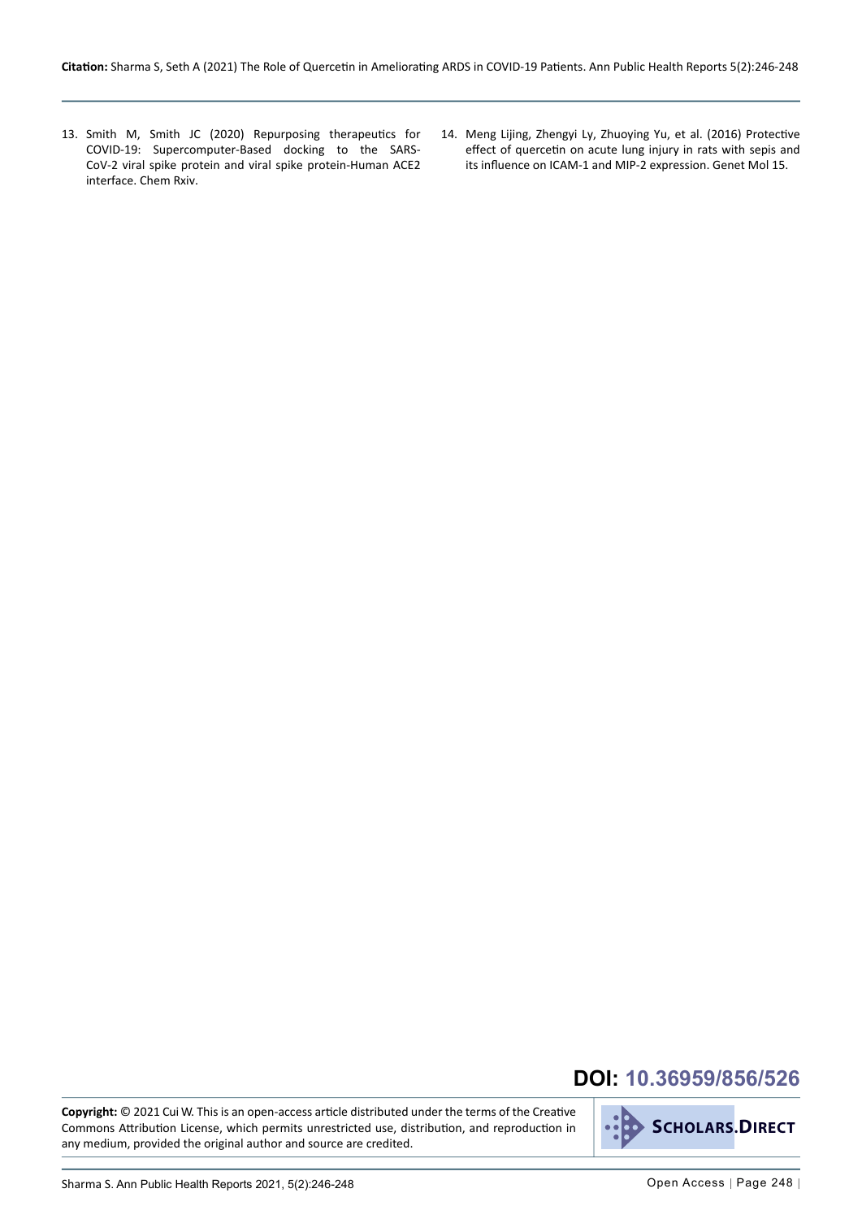13. Smith M, Smith JC (2020) Repurposing therapeutics for COVID-19: Supercomputer-Based docking to the SARS-CoV-2 viral spike protein and viral spike protein-Human ACE2 interface. Chem Rxiv.

14. Meng Lijing, Zhengyi Ly, Zhuoying Yu, et al. (2016) Protective effect of quercetin on acute lung injury in rats with sepis and its influence on ICAM-1 and MIP-2 expression. Genet Mol 15.

**DOI: 10.36959/856/526**

**Copyright:** © 2021 Cui W. This is an open-access article distributed under the terms of the Creative Commons Attribution License, which permits unrestricted use, distribution, and reproduction in any medium, provided the original author and source are credited.